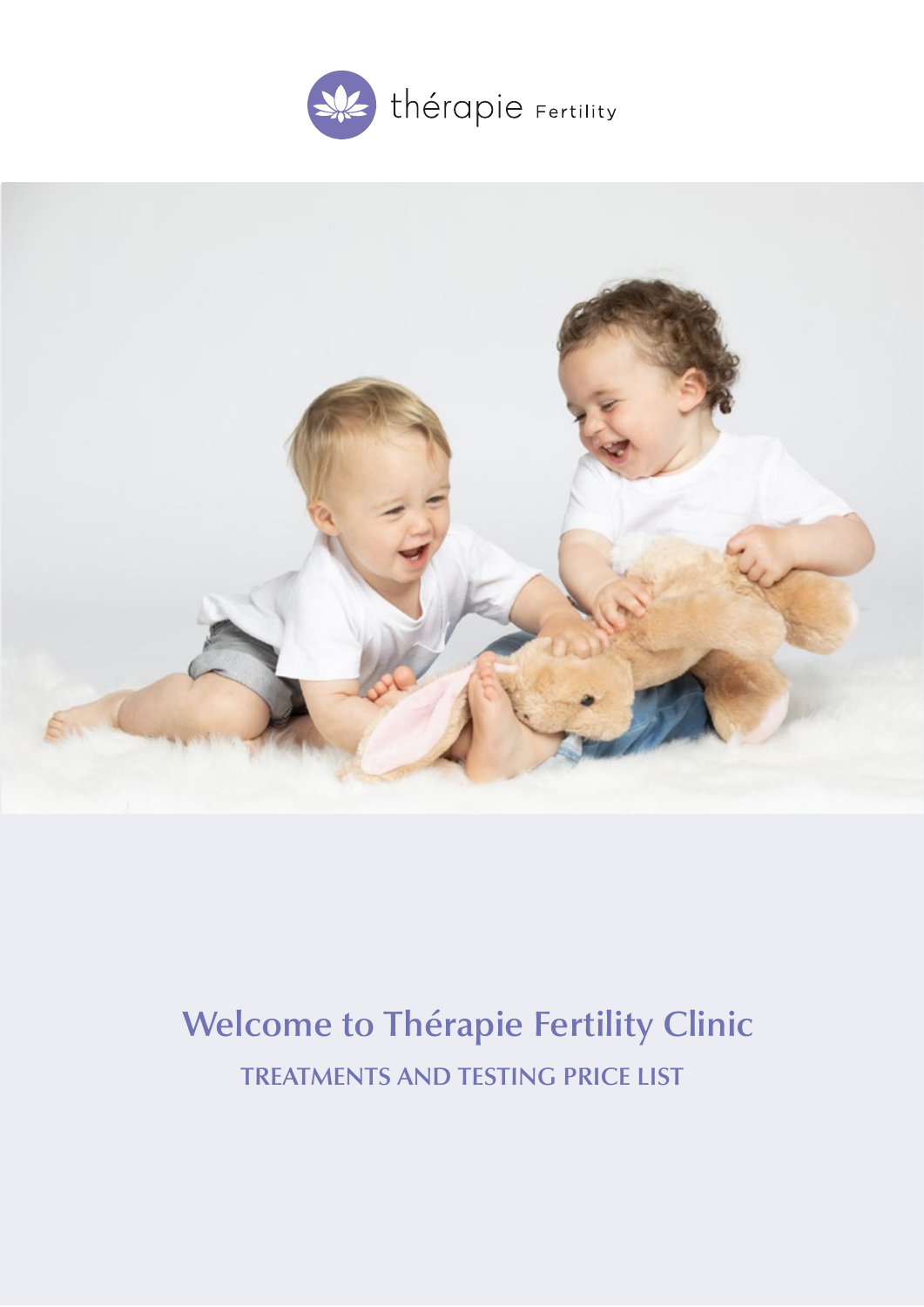thérapie Fertility

# Welcome to Thérapie Fertility Clinic

## TREATMENTS AND TESTING PRICE LIST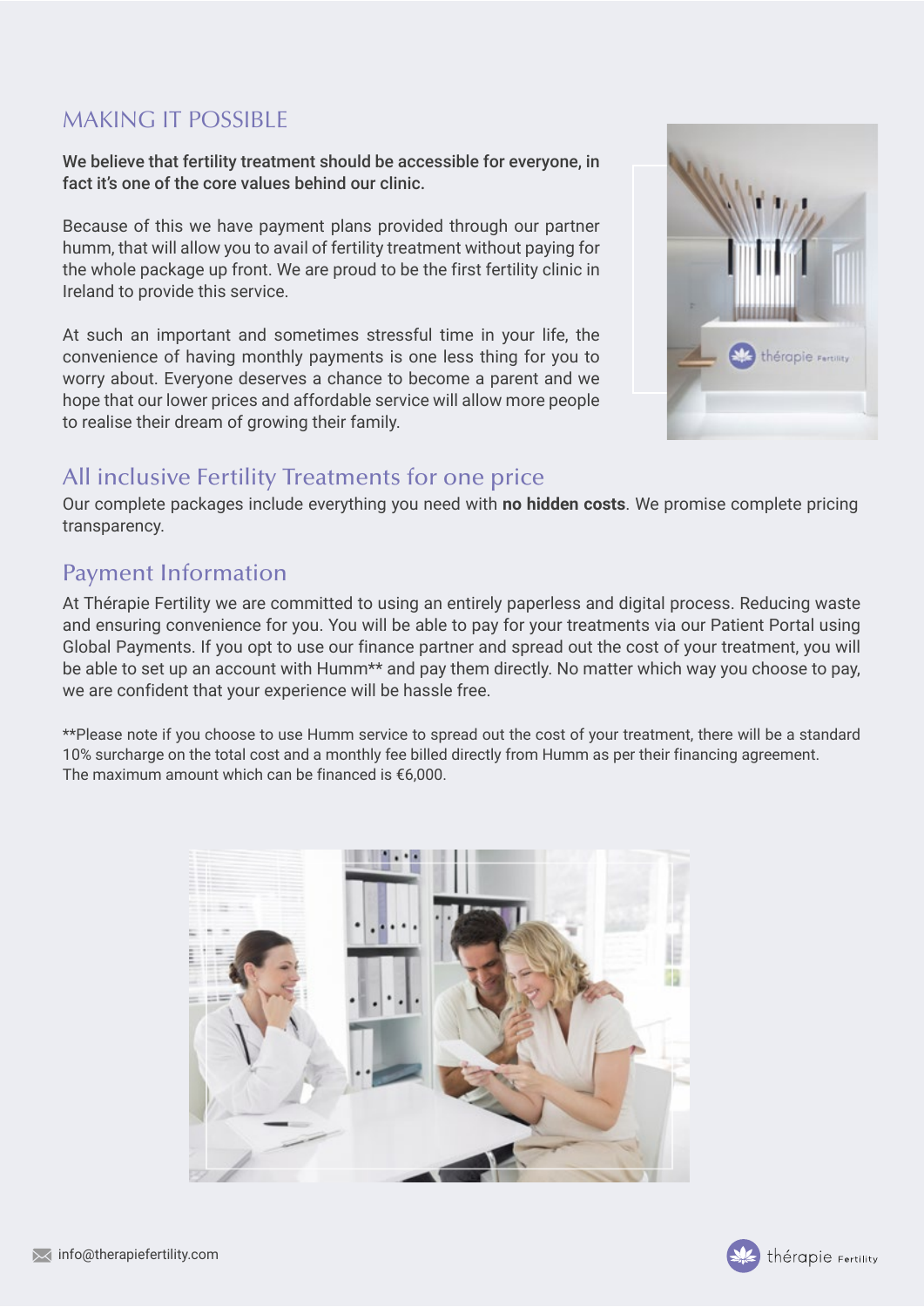## MAKING IT POSSIBLE

**We believe that fertility treatment should be accessible for everyone, in fact it's one of the core values behind our clinic.**

Because of this we have payment plans provided through our partner humm, that will allow you to avail of fertility treatment without paying for the whole package up front. We are proud to be the first fertility clinic in Ireland to provide this service.

At such an important and sometimes stressful time in your life, the convenience of having monthly payments is one less thing for you to worry about. Everyone deserves a chance to become a parent and we hope that our lower prices and affordable service will allow more people to realise their dream of growing their family.

## All inclusive Fertility Treatments for one price

Our complete packages include everything you need with **no hidden costs**. We promise complete pricing transparency.

## Payment Information

At Thérapie Fertility we are committed to using an entirely paperless and digital process. Reducing waste and ensuring convenience for you. You will be able to pay for your treatments via our Patient Portal using Global Payments. If you opt to use our finance partner and spread out the cost of your treatment, you will be able to set up an account with Humm** and pay them directly. No matter which way you choose to pay, we are confident that your experience will be hassle free.

**Please note if you choose to use Humm service to spread out the cost of your treatment, there will be a standard 10% surcharge on the total cost and a monthly fee billed directly from Humm as per their financing agreement. The maximum amount which can be financed is €6,000.

info@therapiefertility.com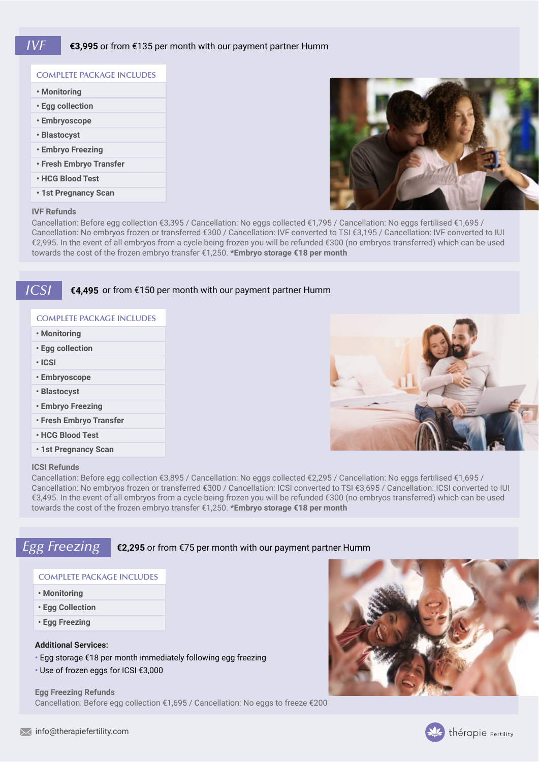## IVF

**€3,995** or from €135 per month with our payment partner Humm

**COMPLETE PACKAGE INCLUDES**

- Monitoring
- Egg collection
- Embryoscope
- Blastocyst
- Embryo Freezing
- Fresh Embryo Transfer
- HCG Blood Test
- 1st Pregnancy Scan

**IVF Refunds**

Cancellation: Before egg collection €3,395 / Cancellation: No eggs collected €1,795 / Cancellation: No eggs fertilised €1,695 / Cancellation: No embryos frozen or transferred €300 / Cancellation: IVF converted to TSI €3,195 / Cancellation: IVF converted to IUI €2,995. In the event of all embryos from a cycle being frozen you will be refunded €300 (no embryos transferred) which can be used towards the cost of the frozen embryo transfer €1,250. ***Embryo storage €18 per month**

## ICSI

**€4,495** or from €150 per month with our payment partner Humm

**COMPLETE PACKAGE INCLUDES**

- Monitoring
- Egg collection
- ICSI
- Embryoscope
- Blastocyst
- Embryo Freezing
- Fresh Embryo Transfer
- HCG Blood Test
- 1st Pregnancy Scan

**ICSI Refunds**

Cancellation: Before egg collection €3,895 / Cancellation: No eggs collected €2,295 / Cancellation: No eggs fertilised €1,695 / Cancellation: No embryos frozen or transferred €300 / Cancellation: ICSI converted to TSI €3,695 / Cancellation: ICSI converted to IUI €3,495. In the event of all embryos from a cycle being frozen you will be refunded €300 (no embryos transferred) which can be used towards the cost of the frozen embryo transfer €1,250. ***Embryo storage €18 per month**

## Egg Freezing

**€2,295** or from €75 per month with our payment partner Humm

**COMPLETE PACKAGE INCLUDES**

- Monitoring
- Egg Collection
- Egg Freezing

**Additional Services:**

- Egg storage €18 per month immediately following egg freezing
- Use of frozen eggs for ICSI €3,000

**Egg Freezing Refunds**

Cancellation: Before egg collection €1,695 / Cancellation: No eggs to freeze €200

info@therapiefertility.com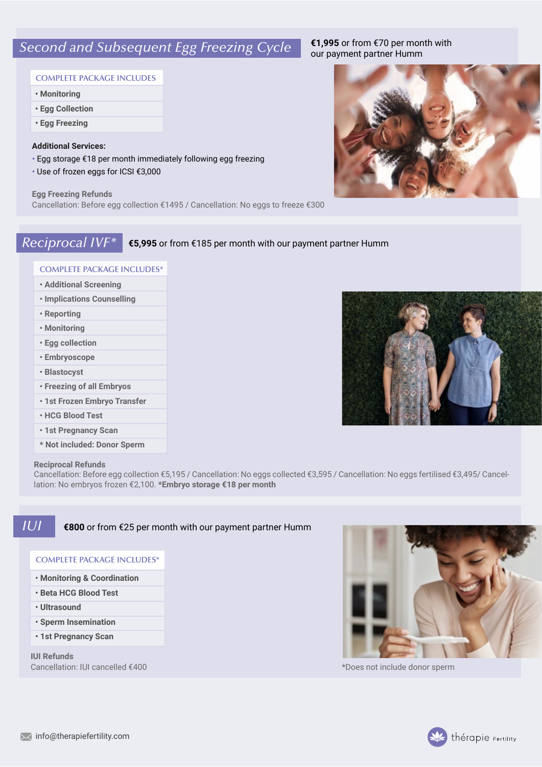## *Second and Subsequent Egg Freezing Cycle*

**€1,995** or from €70 per month with our payment partner Humm

COMPLETE PACKAGE INCLUDES

- **Monitoring**
- **Egg Collection**
- **Egg Freezing**

**Additional Services:**

- Egg storage €18 per month immediately following egg freezing
- Use of frozen eggs for ICSI €3,000

**Egg Freezing Refunds**
Cancellation: Before egg collection €1495 / Cancellation: No eggs to freeze €300

## *Reciprocal IVF\**

**€5,995** or from €185 per month with our payment partner Humm

COMPLETE PACKAGE INCLUDES*

- **Additional Screening**
- **Implications Counselling**
- **Reporting**
- **Monitoring**
- **Egg collection**
- **Embryoscope**
- **Blastocyst**
- **Freezing of all Embryos**
- **1st Frozen Embryo Transfer**
- **HCG Blood Test**
- **1st Pregnancy Scan**

**\* Not included: Donor Sperm**

**Reciprocal Refunds**
Cancellation: Before egg collection €5,195 / Cancellation: No eggs collected €3,595 / Cancellation: No eggs fertilised €3,495/ Cancellation: No embryos frozen €2,100. ***Embryo storage €18 per month**

## *IUI*

**€800** or from €25 per month with our payment partner Humm

COMPLETE PACKAGE INCLUDES*

- **Monitoring & Coordination**
- **Beta HCG Blood Test**
- **Ultrasound**
- **Sperm Insemination**
- **1st Pregnancy Scan**

**IUI Refunds**
Cancellation: IUI cancelled €400

*Does not include donor sperm

info@therapiefertility.com

thérapie Fertility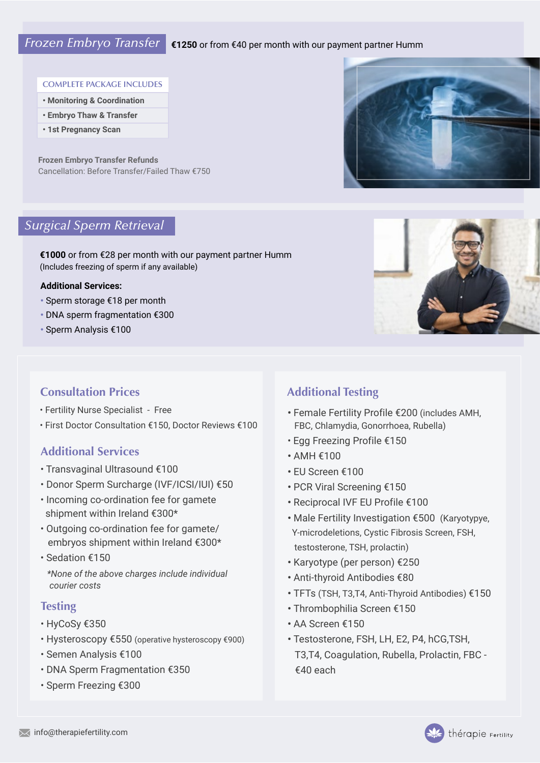## Frozen Embryo Transfer

**€1250** or from €40 per month with our payment partner Humm

COMPLETE PACKAGE INCLUDES

- **Monitoring & Coordination**
- **Embryo Thaw & Transfer**
- **1st Pregnancy Scan**

**Frozen Embryo Transfer Refunds**
Cancellation: Before Transfer/Failed Thaw €750

## Surgical Sperm Retrieval

**€1000** or from €28 per month with our payment partner Humm
(Includes freezing of sperm if any available)

**Additional Services:**

- Sperm storage €18 per month
- DNA sperm fragmentation €300
- Sperm Analysis €100

## Consultation Prices

- Fertility Nurse Specialist - Free
- First Doctor Consultation €150, Doctor Reviews €100

## Additional Services

- Transvaginal Ultrasound €100
- Donor Sperm Surcharge (IVF/ICSI/IUI) €50
- Incoming co-ordination fee for gamete shipment within Ireland €300*
- Outgoing co-ordination fee for gamete/ embryos shipment within Ireland €300*
- Sedation €150

*\*None of the above charges include individual courier costs*

## Testing

- HyCoSy €350
- Hysteroscopy €550 (operative hysteroscopy €900)
- Semen Analysis €100
- DNA Sperm Fragmentation €350
- Sperm Freezing €300

## Additional Testing

- Female Fertility Profile €200 (includes AMH, FBC, Chlamydia, Gonorrhoea, Rubella)
- Egg Freezing Profile €150
- AMH €100
- EU Screen €100
- PCR Viral Screening €150
- Reciprocal IVF EU Profile €100
- Male Fertility Investigation €500 (Karyotypye, Y-microdeletions, Cystic Fibrosis Screen, FSH, testosterone, TSH, prolactin)
- Karyotype (per person) €250
- Anti-thyroid Antibodies €80
- TFTs (TSH, T3,T4, Anti-Thyroid Antibodies) €150
- Thrombophilia Screen €150
- AA Screen €150
- Testosterone, FSH, LH, E2, P4, hCG,TSH, T3,T4, Coagulation, Rubella, Prolactin, FBC - €40 each

info@therapiefertility.com

thérapie Fertility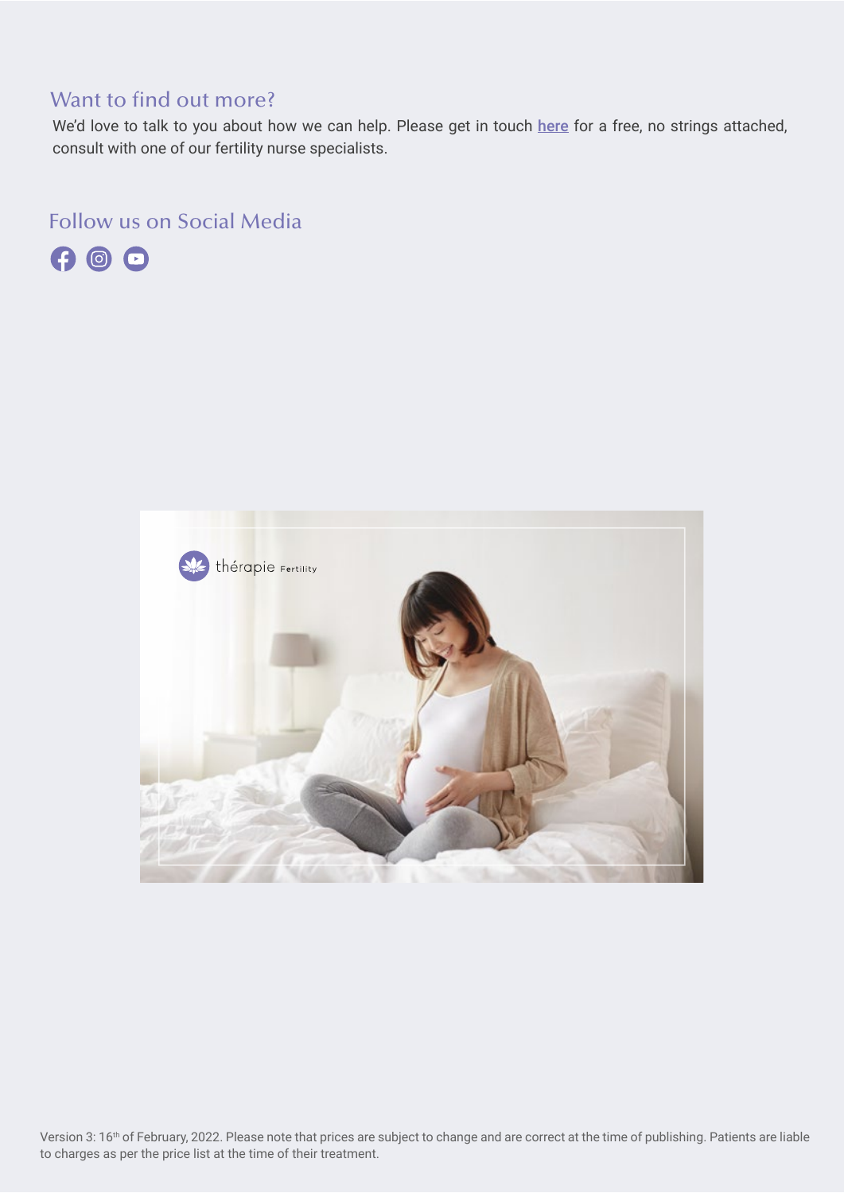## Want to find out more?

We'd love to talk to you about how we can help. Please get in touch **here** for a free, no strings attached, consult with one of our fertility nurse specialists.

## Follow us on Social Media

Version 3: 16th of February, 2022. Please note that prices are subject to change and are correct at the time of publishing. Patients are liable to charges as per the price list at the time of their treatment.